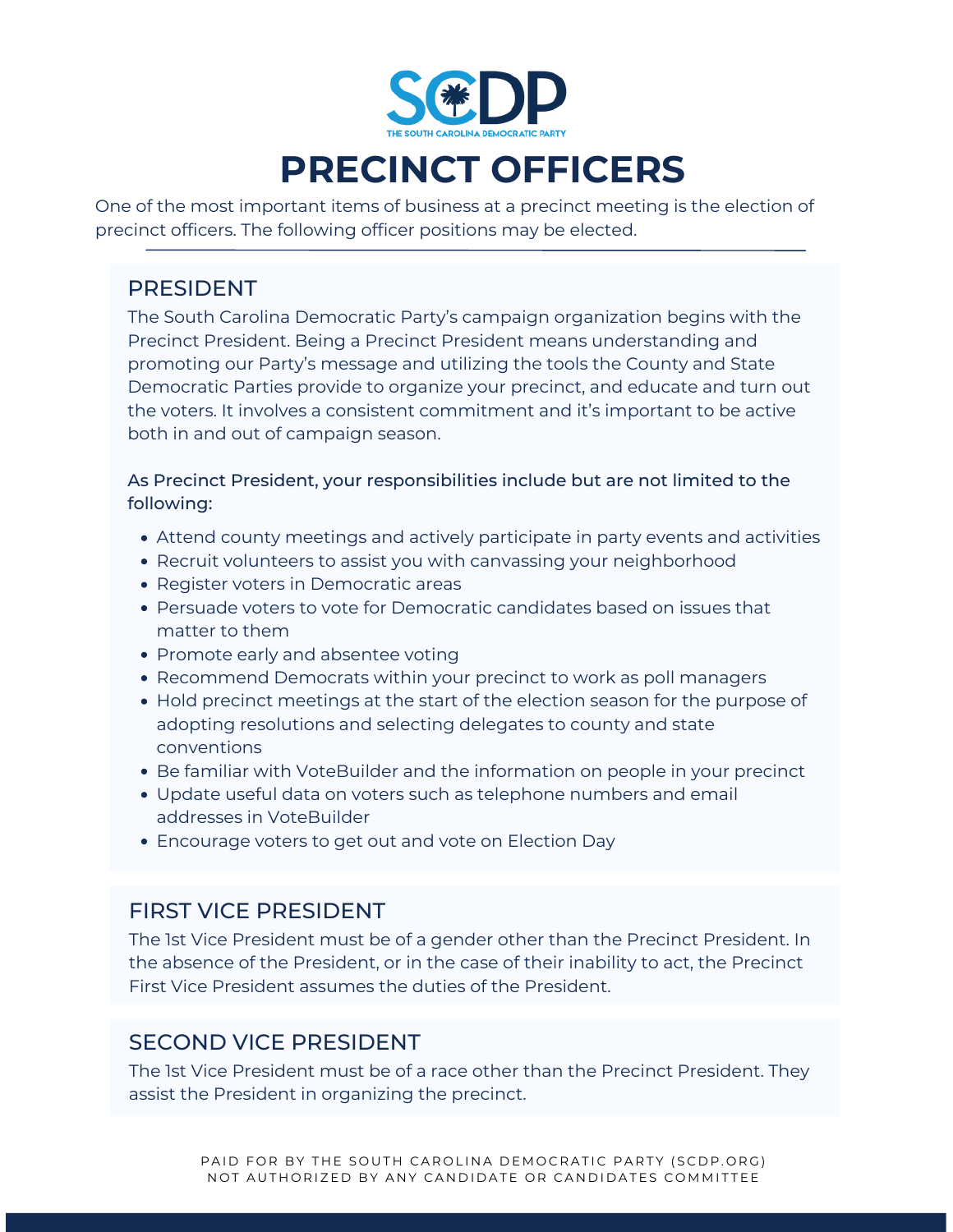SCDP

THE SOUTH CAROLINA DEMOCRATIC PARTY

# PRECINCT OFFICERS

One of the most important items of business at a precinct meeting is the election of precinct officers. The following officer positions may be elected.

## PRESIDENT

The South Carolina Democratic Party's campaign organization begins with the Precinct President. Being a Precinct President means understanding and promoting our Party's message and utilizing the tools the County and State Democratic Parties provide to organize your precinct, and educate and turn out the voters. It involves a consistent commitment and it's important to be active both in and out of campaign season.

As Precinct President, your responsibilities include but are not limited to the following:

- Attend county meetings and actively participate in party events and activities
- Recruit volunteers to assist you with canvassing your neighborhood
- Register voters in Democratic areas
- Persuade voters to vote for Democratic candidates based on issues that matter to them
- Promote early and absentee voting
- Recommend Democrats within your precinct to work as poll managers
- Hold precinct meetings at the start of the election season for the purpose of adopting resolutions and selecting delegates to county and state conventions
- Be familiar with VoteBuilder and the information on people in your precinct
- Update useful data on voters such as telephone numbers and email addresses in VoteBuilder
- Encourage voters to get out and vote on Election Day

## FIRST VICE PRESIDENT

The 1st Vice President must be of a gender other than the Precinct President. In the absence of the President, or in the case of their inability to act, the Precinct First Vice President assumes the duties of the President.

## SECOND VICE PRESIDENT

The 1st Vice President must be of a race other than the Precinct President. They assist the President in organizing the precinct.

PAID FOR BY THE SOUTH CAROLINA DEMOCRATIC PARTY (SCDP.ORG)
NOT AUTHORIZED BY ANY CANDIDATE OR CANDIDATES COMMITTEE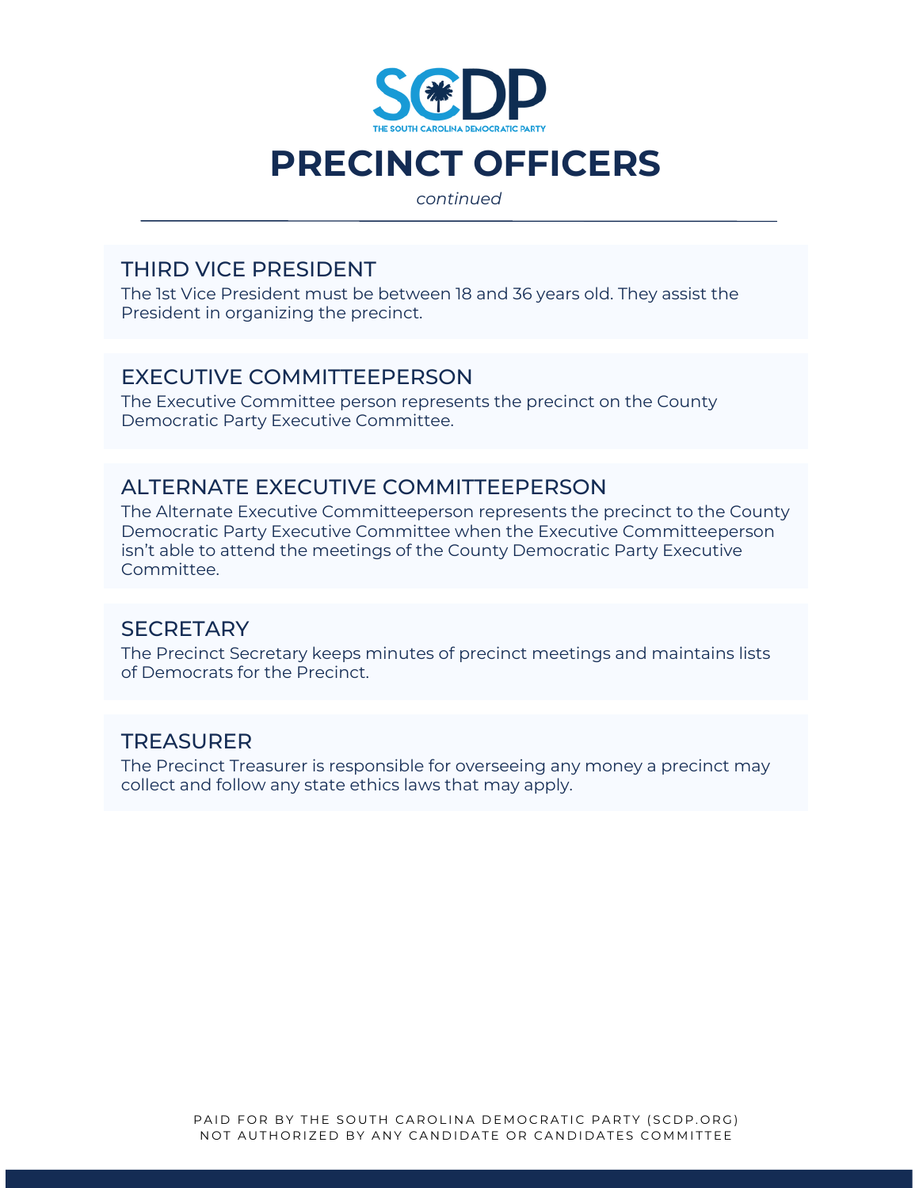# PRECINCT OFFICERS

*continued*

## THIRD VICE PRESIDENT

The 1st Vice President must be between 18 and 36 years old. They assist the President in organizing the precinct.

## EXECUTIVE COMMITTEEPERSON

The Executive Committee person represents the precinct on the County Democratic Party Executive Committee.

## ALTERNATE EXECUTIVE COMMITTEEPERSON

The Alternate Executive Committeeperson represents the precinct to the County Democratic Party Executive Committee when the Executive Committeeperson isn't able to attend the meetings of the County Democratic Party Executive Committee.

## SECRETARY

The Precinct Secretary keeps minutes of precinct meetings and maintains lists of Democrats for the Precinct.

## TREASURER

The Precinct Treasurer is responsible for overseeing any money a precinct may collect and follow any state ethics laws that may apply.

PAID FOR BY THE SOUTH CAROLINA DEMOCRATIC PARTY (SCDP.ORG)
NOT AUTHORIZED BY ANY CANDIDATE OR CANDIDATES COMMITTEE